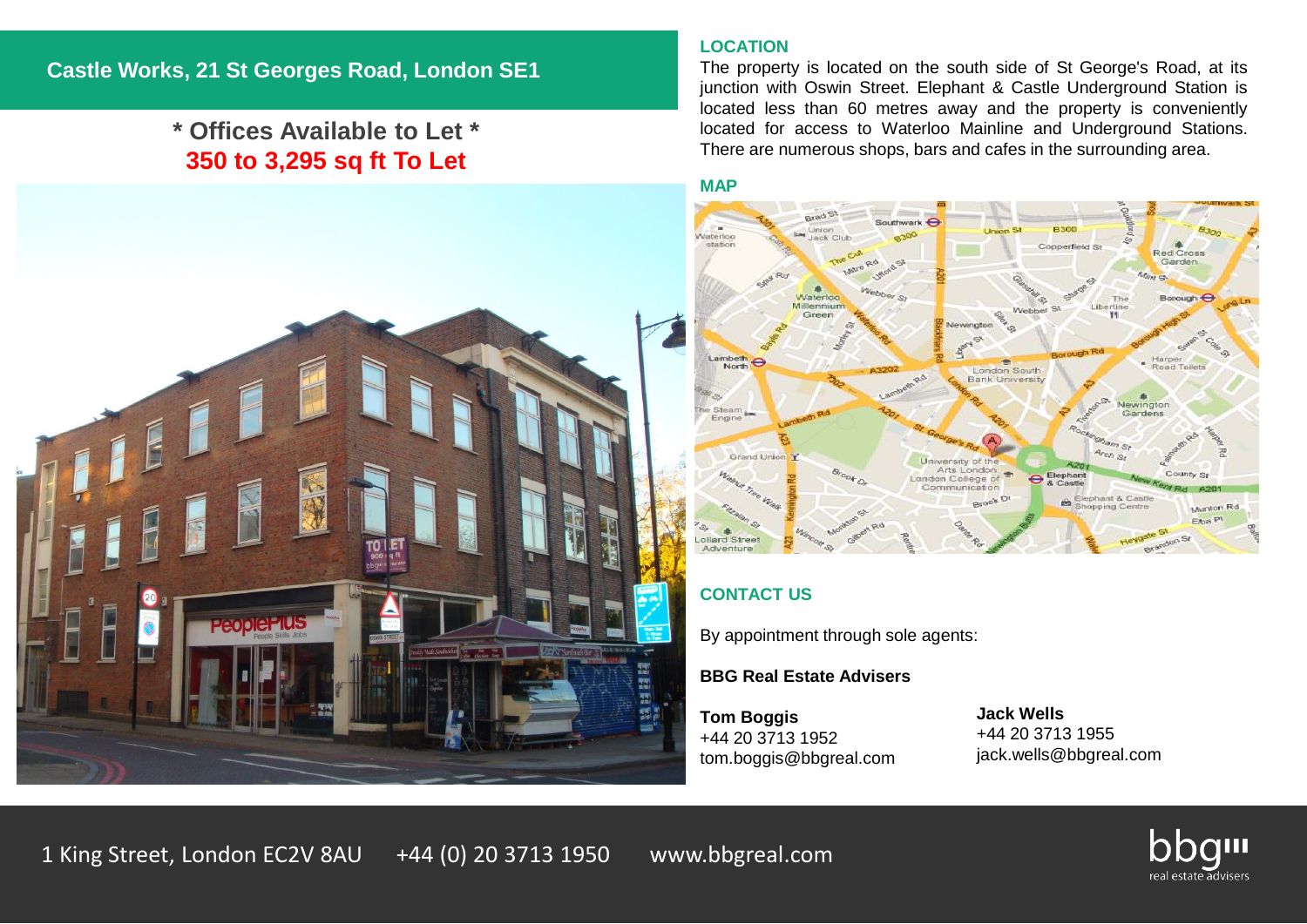# Castle Works, 21 St Georges Road, London SE1

## * Offices Available to Let *

## 350 to 3,295 sq ft To Let

## LOCATION

The property is located on the south side of St George's Road, at its junction with Oswin Street. Elephant & Castle Underground Station is located less than 60 metres away and the property is conveniently located for access to Waterloo Mainline and Underground Stations. There are numerous shops, bars and cafes in the surrounding area.

## MAP

## CONTACT US

By appointment through sole agents:

**BBG Real Estate Advisers**

**Tom Boggis**
+44 20 3713 1952
tom.boggis@bbgreal.com

**Jack Wells**
+44 20 3713 1955
jack.wells@bbgreal.com

1 King Street, London EC2V 8AU    +44 (0) 20 3713 1950    www.bbgreal.com

bbg real estate advisers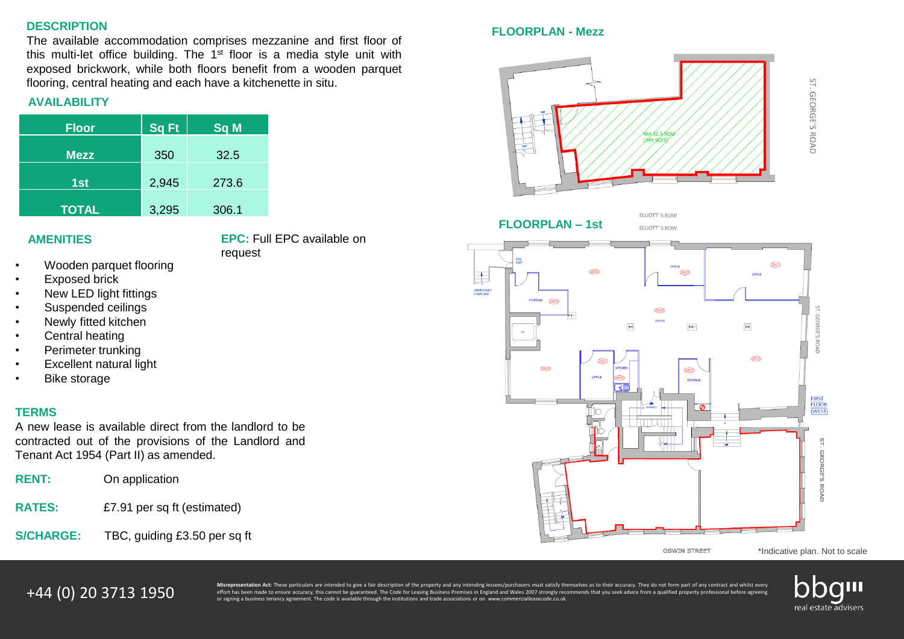## DESCRIPTION

The available accommodation comprises mezzanine and first floor of this multi-let office building. The 1st floor is a media style unit with exposed brickwork, while both floors benefit from a wooden parquet flooring, central heating and each have a kitchenette in situ.

## AVAILABILITY

| Floor | Sq Ft | Sq M |
|---|---|---|
| Mezz | 350 | 32.5 |
| 1st | 2,945 | 273.6 |
| TOTAL | 3,295 | 306.1 |

## AMENITIES

- Wooden parquet flooring
- Exposed brick
- New LED light fittings
- Suspended ceilings
- Newly fitted kitchen
- Central heating
- Perimeter trunking
- Excellent natural light
- Bike storage

**EPC:** Full EPC available on request

## TERMS

A new lease is available direct from the landlord to be contracted out of the provisions of the Landlord and Tenant Act 1954 (Part II) as amended.

**RENT:** On application

**RATES:** £7.91 per sq ft (estimated)

**S/CHARGE:** TBC, guiding £3.50 per sq ft

## FLOORPLAN - Mezz

NIA 32.5 SQM (349 SQFT)

ST. GEORGE'S ROAD

## FLOORPLAN – 1st

ELLIOTT'S ROW

ST. GEORGE'S ROAD

OSWIN STREET

*Indicative plan. Not to scale

+44 (0) 20 3713 1950

**Misrepresentation Act:** These particulars are intended to give a fair description of the property and any intending lessees/purchasers must satisfy themselves as to their accuracy. They do not form part of any contract and whilst every effort has been made to ensure accuracy, this cannot be guaranteed. The Code for Leasing Business Premises in England and Wales 2007 strongly recommends that you seek advice from a qualified property professional before agreeing or signing a business tenancy agreement. The code is available through the institutions and trade associations or on www.commercialleasecode.co.uk

bbg real estate advisers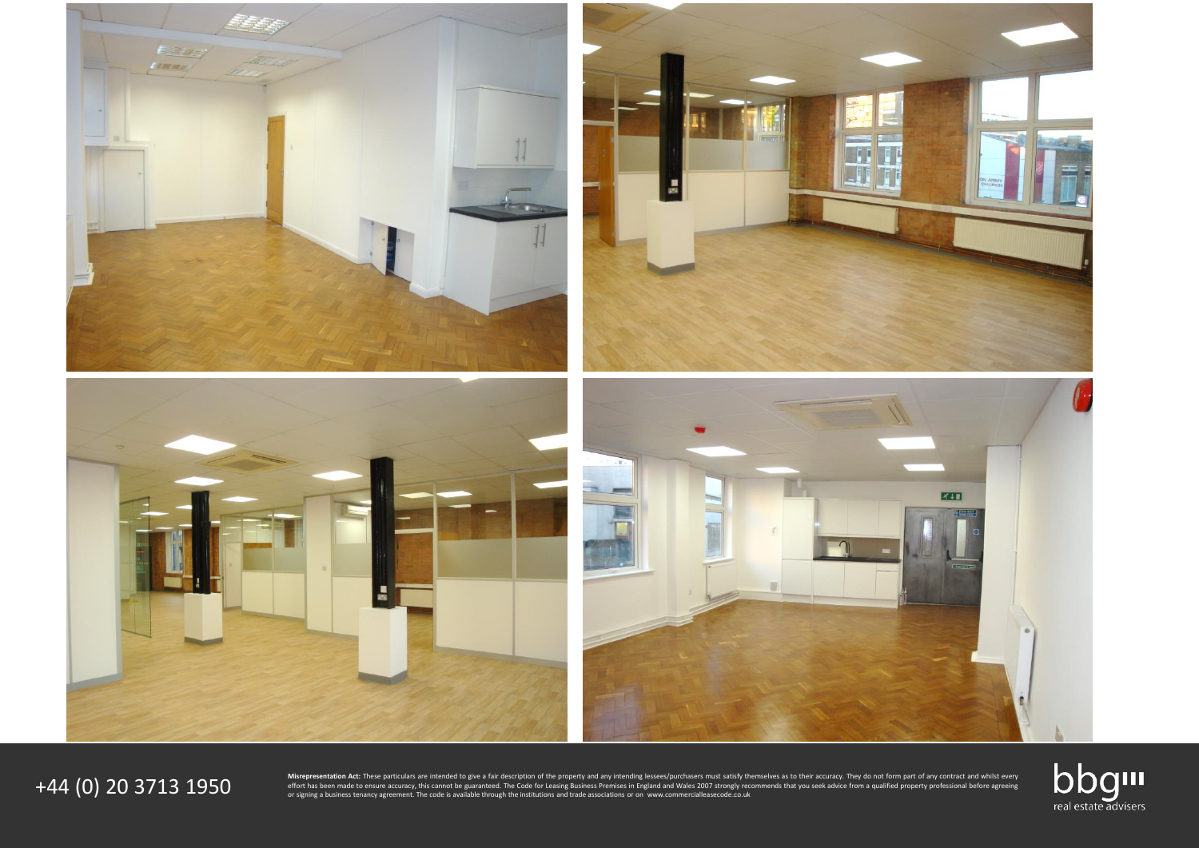+44 (0) 20 3713 1950

**Misrepresentation Act:** These particulars are intended to give a fair description of the property and any intending lessees/purchasers must satisfy themselves as to their accuracy. They do not form part of any contract and whilst every effort has been made to ensure accuracy, this cannot be guaranteed. The Code for Leasing Business Premises in England and Wales 2007 strongly recommends that you seek advice from a qualified property professional before agreeing or signing a business tenancy agreement. The code is available through the institutions and trade associations or on www.commercialleasecode.co.uk

bbg real estate advisers